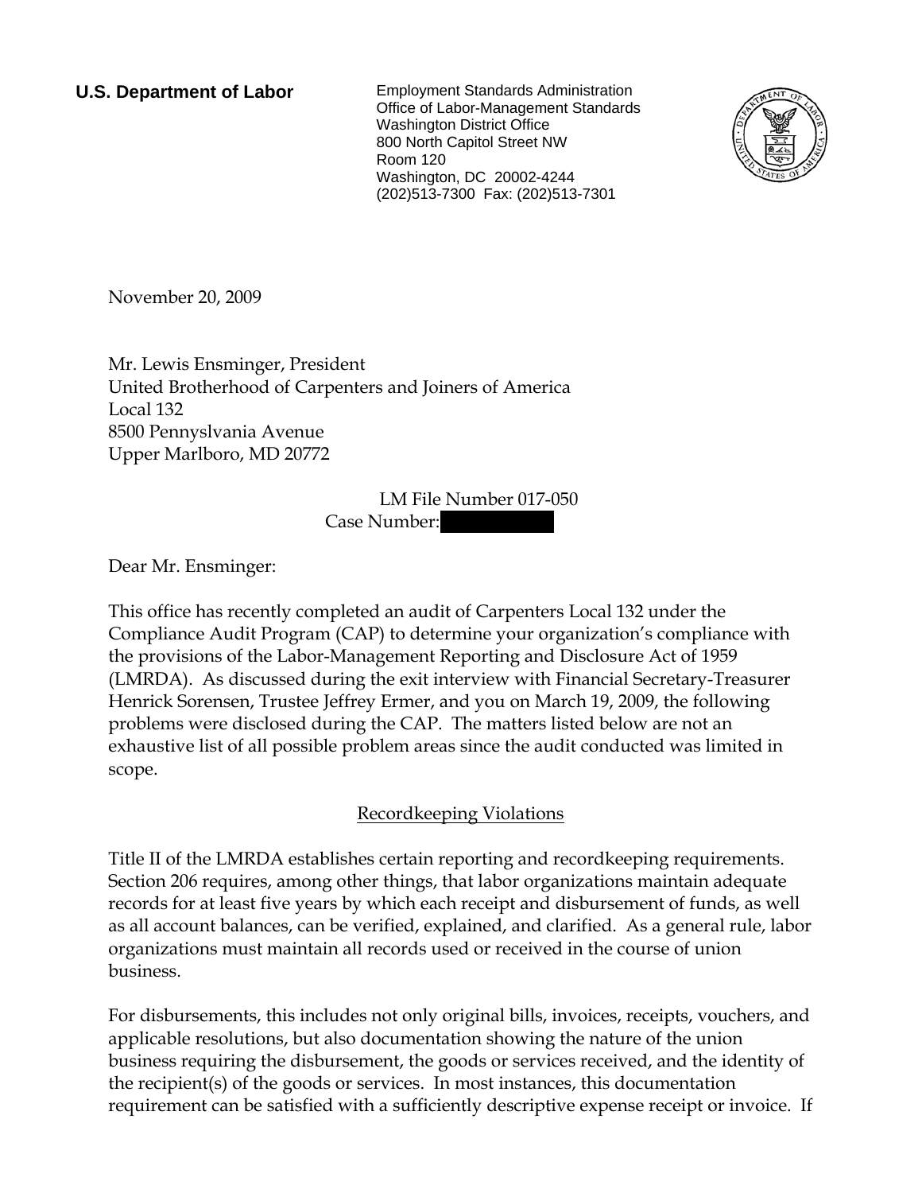**U.S. Department of Labor**

Employment Standards Administration
Office of Labor-Management Standards
Washington District Office
800 North Capitol Street NW
Room 120
Washington, DC 20002-4244
(202)513-7300 Fax: (202)513-7301

November 20, 2009

Mr. Lewis Ensminger, President
United Brotherhood of Carpenters and Joiners of America
Local 132
8500 Pennyslvania Avenue
Upper Marlboro, MD 20772

LM File Number 017-050
Case Number: [REDACTED]

Dear Mr. Ensminger:

This office has recently completed an audit of Carpenters Local 132 under the Compliance Audit Program (CAP) to determine your organization's compliance with the provisions of the Labor-Management Reporting and Disclosure Act of 1959 (LMRDA). As discussed during the exit interview with Financial Secretary-Treasurer Henrick Sorensen, Trustee Jeffrey Ermer, and you on March 19, 2009, the following problems were disclosed during the CAP. The matters listed below are not an exhaustive list of all possible problem areas since the audit conducted was limited in scope.

## Recordkeeping Violations

Title II of the LMRDA establishes certain reporting and recordkeeping requirements. Section 206 requires, among other things, that labor organizations maintain adequate records for at least five years by which each receipt and disbursement of funds, as well as all account balances, can be verified, explained, and clarified. As a general rule, labor organizations must maintain all records used or received in the course of union business.

For disbursements, this includes not only original bills, invoices, receipts, vouchers, and applicable resolutions, but also documentation showing the nature of the union business requiring the disbursement, the goods or services received, and the identity of the recipient(s) of the goods or services. In most instances, this documentation requirement can be satisfied with a sufficiently descriptive expense receipt or invoice. If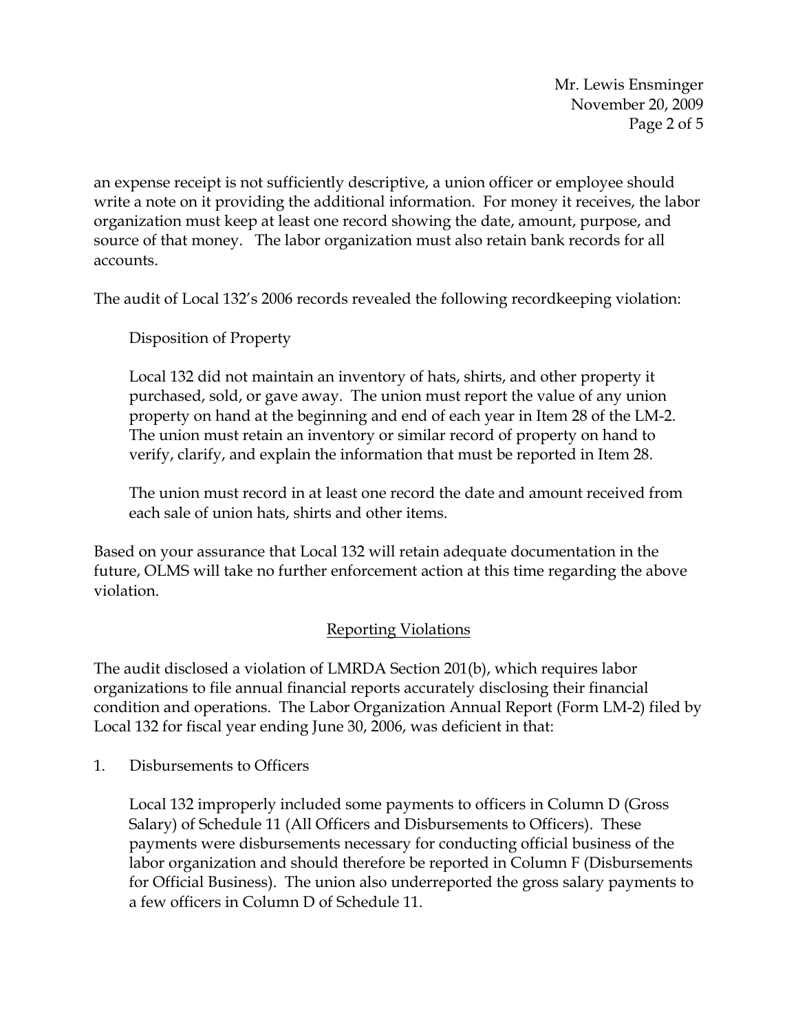an expense receipt is not sufficiently descriptive, a union officer or employee should write a note on it providing the additional information. For money it receives, the labor organization must keep at least one record showing the date, amount, purpose, and source of that money. The labor organization must also retain bank records for all accounts.

The audit of Local 132's 2006 records revealed the following recordkeeping violation:

Disposition of Property

Local 132 did not maintain an inventory of hats, shirts, and other property it purchased, sold, or gave away. The union must report the value of any union property on hand at the beginning and end of each year in Item 28 of the LM-2. The union must retain an inventory or similar record of property on hand to verify, clarify, and explain the information that must be reported in Item 28.

The union must record in at least one record the date and amount received from each sale of union hats, shirts and other items.

Based on your assurance that Local 132 will retain adequate documentation in the future, OLMS will take no further enforcement action at this time regarding the above violation.

## Reporting Violations

The audit disclosed a violation of LMRDA Section 201(b), which requires labor organizations to file annual financial reports accurately disclosing their financial condition and operations. The Labor Organization Annual Report (Form LM-2) filed by Local 132 for fiscal year ending June 30, 2006, was deficient in that:

1. Disbursements to Officers

   Local 132 improperly included some payments to officers in Column D (Gross Salary) of Schedule 11 (All Officers and Disbursements to Officers). These payments were disbursements necessary for conducting official business of the labor organization and should therefore be reported in Column F (Disbursements for Official Business). The union also underreported the gross salary payments to a few officers in Column D of Schedule 11.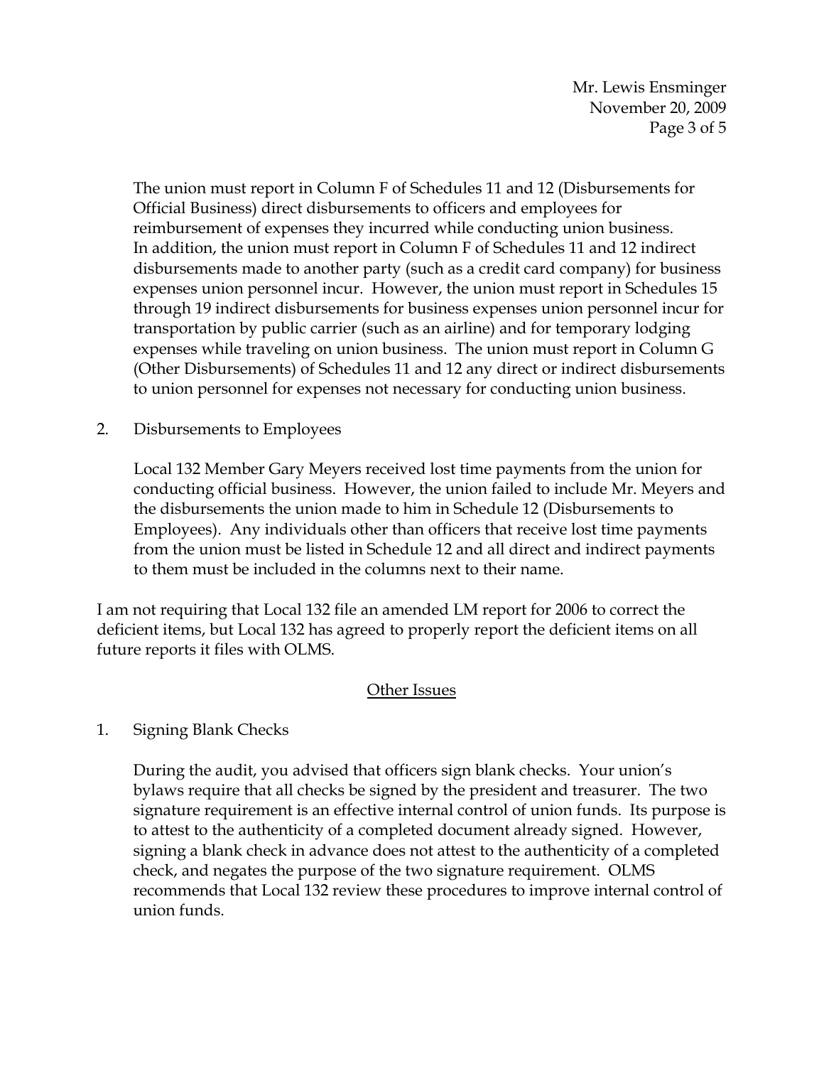The union must report in Column F of Schedules 11 and 12 (Disbursements for Official Business) direct disbursements to officers and employees for reimbursement of expenses they incurred while conducting union business. In addition, the union must report in Column F of Schedules 11 and 12 indirect disbursements made to another party (such as a credit card company) for business expenses union personnel incur. However, the union must report in Schedules 15 through 19 indirect disbursements for business expenses union personnel incur for transportation by public carrier (such as an airline) and for temporary lodging expenses while traveling on union business. The union must report in Column G (Other Disbursements) of Schedules 11 and 12 any direct or indirect disbursements to union personnel for expenses not necessary for conducting union business.

2. Disbursements to Employees

   Local 132 Member Gary Meyers received lost time payments from the union for conducting official business. However, the union failed to include Mr. Meyers and the disbursements the union made to him in Schedule 12 (Disbursements to Employees). Any individuals other than officers that receive lost time payments from the union must be listed in Schedule 12 and all direct and indirect payments to them must be included in the columns next to their name.

I am not requiring that Local 132 file an amended LM report for 2006 to correct the deficient items, but Local 132 has agreed to properly report the deficient items on all future reports it files with OLMS.

## Other Issues

1. Signing Blank Checks

   During the audit, you advised that officers sign blank checks. Your union's bylaws require that all checks be signed by the president and treasurer. The two signature requirement is an effective internal control of union funds. Its purpose is to attest to the authenticity of a completed document already signed. However, signing a blank check in advance does not attest to the authenticity of a completed check, and negates the purpose of the two signature requirement. OLMS recommends that Local 132 review these procedures to improve internal control of union funds.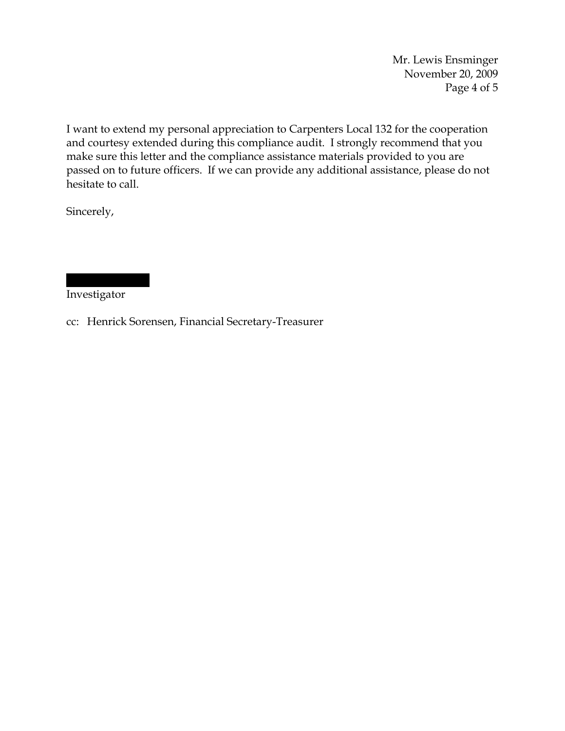I want to extend my personal appreciation to Carpenters Local 132 for the cooperation and courtesy extended during this compliance audit. I strongly recommend that you make sure this letter and the compliance assistance materials provided to you are passed on to future officers. If we can provide any additional assistance, please do not hesitate to call.

Sincerely,

Investigator

cc: Henrick Sorensen, Financial Secretary-Treasurer